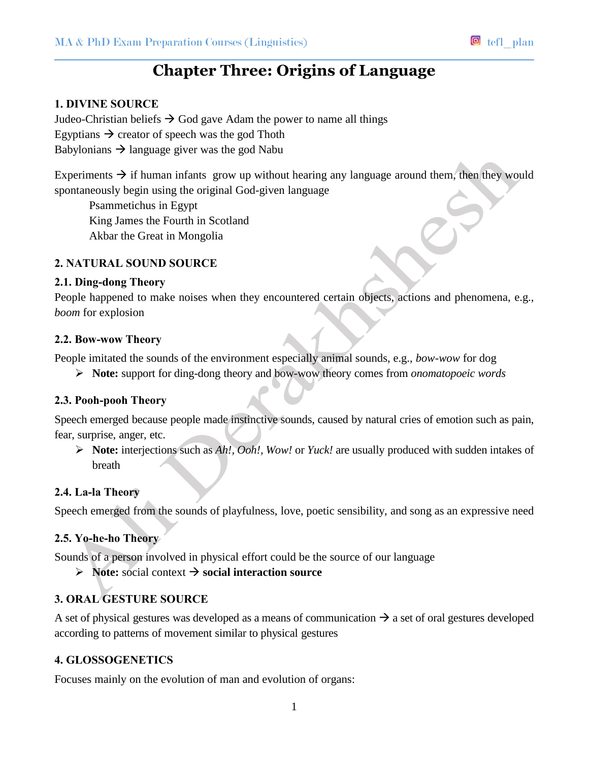# Chapter Three: Origins of Language

### 1. DIVINE SOURCE

Judeo-Christian beliefs → God gave Adam the power to name all things
Egyptians → creator of speech was the god Thoth
Babylonians → language giver was the god Nabu

Experiments → if human infants grow up without hearing any language around them, then they would spontaneously begin using the original God-given language

- Psammetichus in Egypt
- King James the Fourth in Scotland
- Akbar the Great in Mongolia

### 2. NATURAL SOUND SOURCE

#### 2.1. Ding-dong Theory

People happened to make noises when they encountered certain objects, actions and phenomena, e.g., *boom* for explosion

#### 2.2. Bow-wow Theory

People imitated the sounds of the environment especially animal sounds, e.g., *bow-wow* for dog

- **Note:** support for ding-dong theory and bow-wow theory comes from *onomatopoeic words*

#### 2.3. Pooh-pooh Theory

Speech emerged because people made instinctive sounds, caused by natural cries of emotion such as pain, fear, surprise, anger, etc.

- **Note:** interjections such as *Ah!*, *Ooh!*, *Wow!* or *Yuck!* are usually produced with sudden intakes of breath

#### 2.4. La-la Theory

Speech emerged from the sounds of playfulness, love, poetic sensibility, and song as an expressive need

#### 2.5. Yo-he-ho Theory

Sounds of a person involved in physical effort could be the source of our language

- **Note:** social context → **social interaction source**

### 3. ORAL GESTURE SOURCE

A set of physical gestures was developed as a means of communication → a set of oral gestures developed according to patterns of movement similar to physical gestures

### 4. GLOSSOGENETICS

Focuses mainly on the evolution of man and evolution of organs: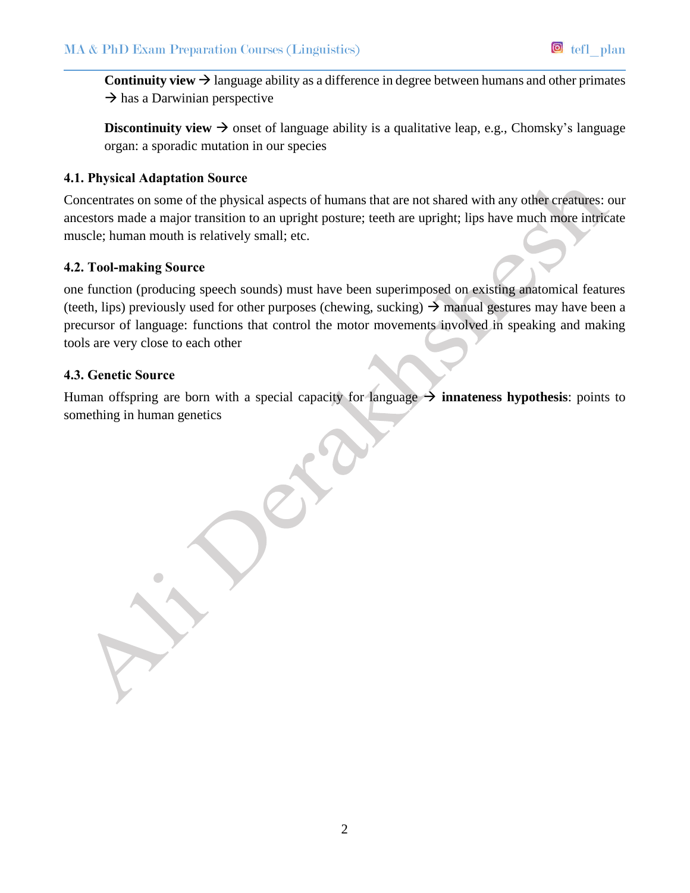**Continuity view** → language ability as a difference in degree between humans and other primates → has a Darwinian perspective

**Discontinuity view** → onset of language ability is a qualitative leap, e.g., Chomsky's language organ: a sporadic mutation in our species

### 4.1. Physical Adaptation Source

Concentrates on some of the physical aspects of humans that are not shared with any other creatures: our ancestors made a major transition to an upright posture; teeth are upright; lips have much more intricate muscle; human mouth is relatively small; etc.

### 4.2. Tool-making Source

one function (producing speech sounds) must have been superimposed on existing anatomical features (teeth, lips) previously used for other purposes (chewing, sucking) → manual gestures may have been a precursor of language: functions that control the motor movements involved in speaking and making tools are very close to each other

### 4.3. Genetic Source

Human offspring are born with a special capacity for language → **innateness hypothesis**: points to something in human genetics